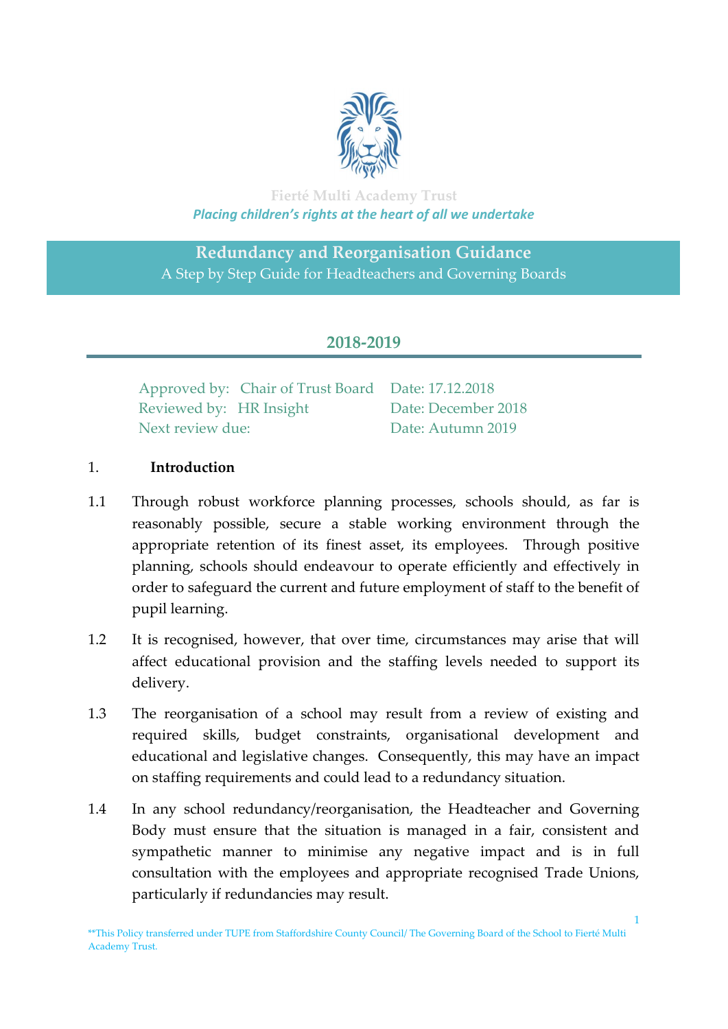Fierté Multi Academy Trust

*Placing children's rights at the heart of all we undertake*

# Redundancy and Reorganisation Guidance

A Step by Step Guide for Headteachers and Governing Boards

## 2018-2019

| | | |
|---|---|---|
| Approved by: | Chair of Trust Board | Date: 17.12.2018 |
| Reviewed by: | HR Insight | Date: December 2018 |
| Next review due: | | Date: Autumn 2019 |

## 1. Introduction

1.1 Through robust workforce planning processes, schools should, as far is reasonably possible, secure a stable working environment through the appropriate retention of its finest asset, its employees. Through positive planning, schools should endeavour to operate efficiently and effectively in order to safeguard the current and future employment of staff to the benefit of pupil learning.

1.2 It is recognised, however, that over time, circumstances may arise that will affect educational provision and the staffing levels needed to support its delivery.

1.3 The reorganisation of a school may result from a review of existing and required skills, budget constraints, organisational development and educational and legislative changes. Consequently, this may have an impact on staffing requirements and could lead to a redundancy situation.

1.4 In any school redundancy/reorganisation, the Headteacher and Governing Body must ensure that the situation is managed in a fair, consistent and sympathetic manner to minimise any negative impact and is in full consultation with the employees and appropriate recognised Trade Unions, particularly if redundancies may result.

**This Policy transferred under TUPE from Staffordshire County Council/ The Governing Board of the School to Fierté Multi Academy Trust.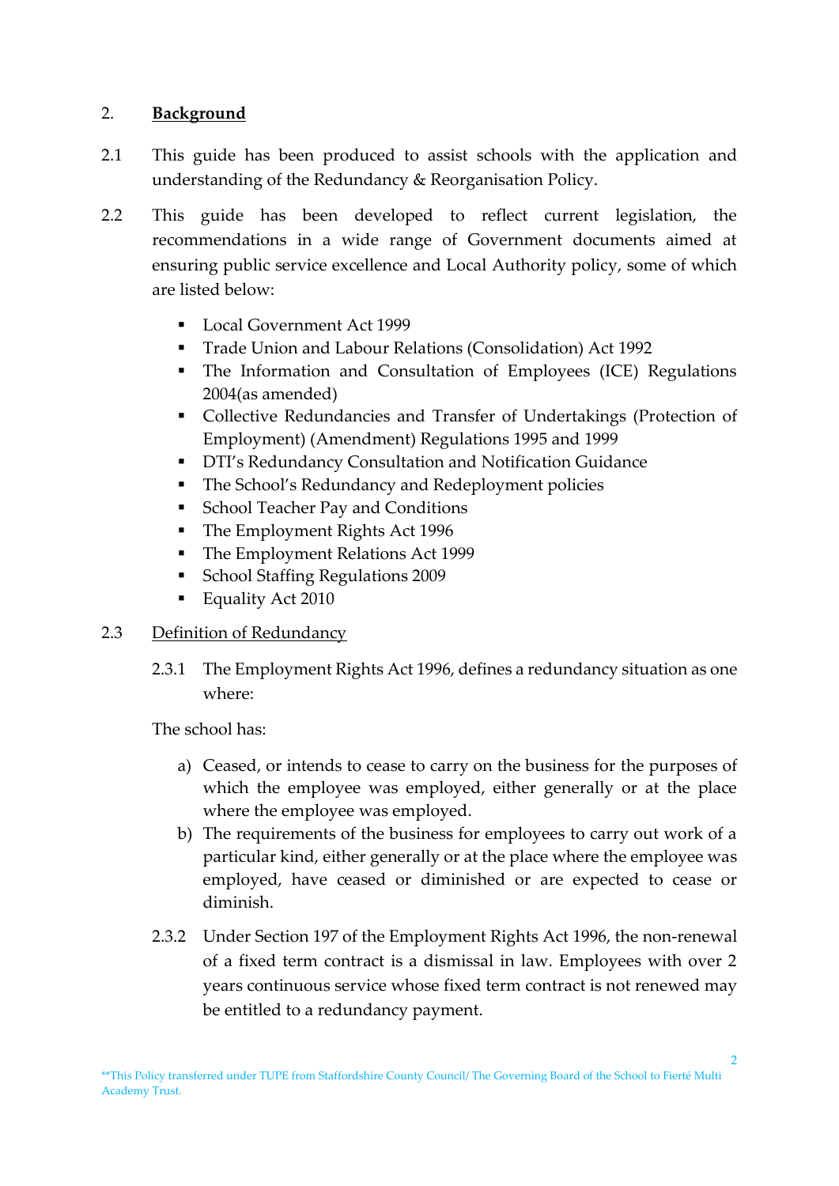## 2. **Background**

2.1 This guide has been produced to assist schools with the application and understanding of the Redundancy & Reorganisation Policy.

2.2 This guide has been developed to reflect current legislation, the recommendations in a wide range of Government documents aimed at ensuring public service excellence and Local Authority policy, some of which are listed below:

- Local Government Act 1999
- Trade Union and Labour Relations (Consolidation) Act 1992
- The Information and Consultation of Employees (ICE) Regulations 2004(as amended)
- Collective Redundancies and Transfer of Undertakings (Protection of Employment) (Amendment) Regulations 1995 and 1999
- DTI's Redundancy Consultation and Notification Guidance
- The School's Redundancy and Redeployment policies
- School Teacher Pay and Conditions
- The Employment Rights Act 1996
- The Employment Relations Act 1999
- School Staffing Regulations 2009
- Equality Act 2010

### 2.3 Definition of Redundancy

2.3.1 The Employment Rights Act 1996, defines a redundancy situation as one where:

The school has:

a) Ceased, or intends to cease to carry on the business for the purposes of which the employee was employed, either generally or at the place where the employee was employed.
b) The requirements of the business for employees to carry out work of a particular kind, either generally or at the place where the employee was employed, have ceased or diminished or are expected to cease or diminish.

2.3.2 Under Section 197 of the Employment Rights Act 1996, the non-renewal of a fixed term contract is a dismissal in law. Employees with over 2 years continuous service whose fixed term contract is not renewed may be entitled to a redundancy payment.

**This Policy transferred under TUPE from Staffordshire County Council/ The Governing Board of the School to Fierté Multi Academy Trust.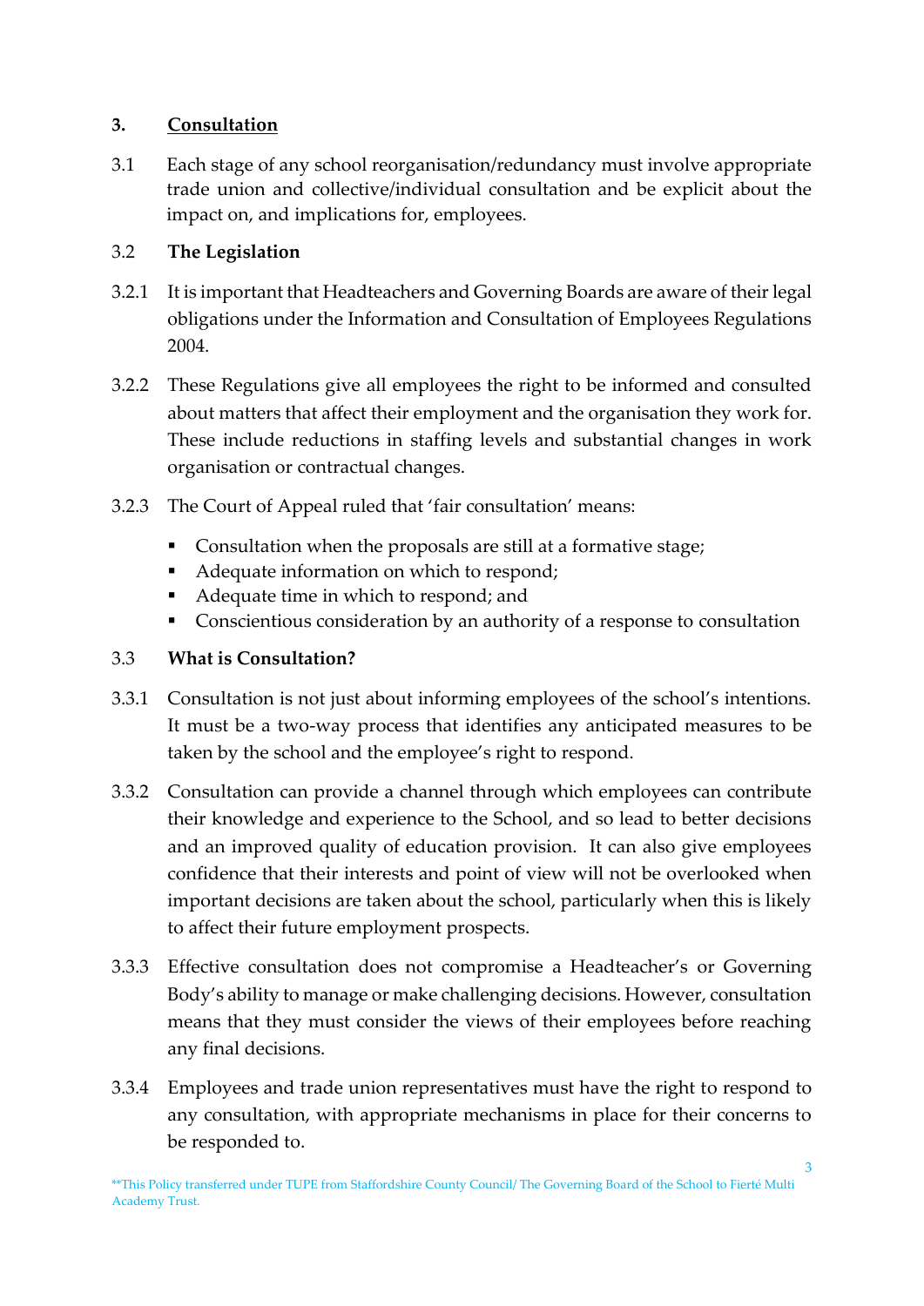## 3. Consultation

3.1 Each stage of any school reorganisation/redundancy must involve appropriate trade union and collective/individual consultation and be explicit about the impact on, and implications for, employees.

### 3.2 The Legislation

3.2.1 It is important that Headteachers and Governing Boards are aware of their legal obligations under the Information and Consultation of Employees Regulations 2004.

3.2.2 These Regulations give all employees the right to be informed and consulted about matters that affect their employment and the organisation they work for. These include reductions in staffing levels and substantial changes in work organisation or contractual changes.

3.2.3 The Court of Appeal ruled that 'fair consultation' means:

- Consultation when the proposals are still at a formative stage;
- Adequate information on which to respond;
- Adequate time in which to respond; and
- Conscientious consideration by an authority of a response to consultation

### 3.3 What is Consultation?

3.3.1 Consultation is not just about informing employees of the school's intentions. It must be a two-way process that identifies any anticipated measures to be taken by the school and the employee's right to respond.

3.3.2 Consultation can provide a channel through which employees can contribute their knowledge and experience to the School, and so lead to better decisions and an improved quality of education provision. It can also give employees confidence that their interests and point of view will not be overlooked when important decisions are taken about the school, particularly when this is likely to affect their future employment prospects.

3.3.3 Effective consultation does not compromise a Headteacher's or Governing Body's ability to manage or make challenging decisions. However, consultation means that they must consider the views of their employees before reaching any final decisions.

3.3.4 Employees and trade union representatives must have the right to respond to any consultation, with appropriate mechanisms in place for their concerns to be responded to.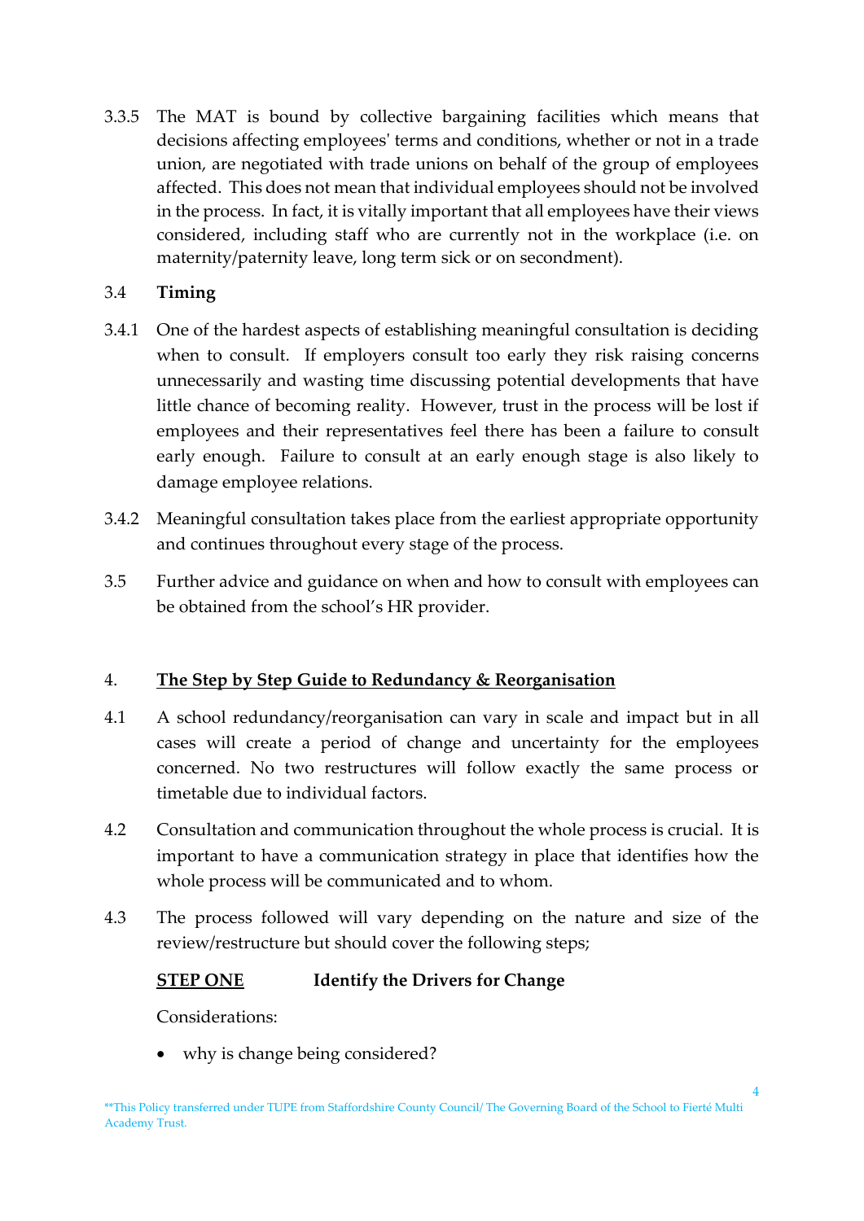3.3.5 The MAT is bound by collective bargaining facilities which means that decisions affecting employees' terms and conditions, whether or not in a trade union, are negotiated with trade unions on behalf of the group of employees affected. This does not mean that individual employees should not be involved in the process. In fact, it is vitally important that all employees have their views considered, including staff who are currently not in the workplace (i.e. on maternity/paternity leave, long term sick or on secondment).

3.4 **Timing**

3.4.1 One of the hardest aspects of establishing meaningful consultation is deciding when to consult. If employers consult too early they risk raising concerns unnecessarily and wasting time discussing potential developments that have little chance of becoming reality. However, trust in the process will be lost if employees and their representatives feel there has been a failure to consult early enough. Failure to consult at an early enough stage is also likely to damage employee relations.

3.4.2 Meaningful consultation takes place from the earliest appropriate opportunity and continues throughout every stage of the process.

3.5 Further advice and guidance on when and how to consult with employees can be obtained from the school's HR provider.

## 4. <u>The Step by Step Guide to Redundancy & Reorganisation</u>

4.1 A school redundancy/reorganisation can vary in scale and impact but in all cases will create a period of change and uncertainty for the employees concerned. No two restructures will follow exactly the same process or timetable due to individual factors.

4.2 Consultation and communication throughout the whole process is crucial. It is important to have a communication strategy in place that identifies how the whole process will be communicated and to whom.

4.3 The process followed will vary depending on the nature and size of the review/restructure but should cover the following steps;

**<u>STEP ONE</u>** **Identify the Drivers for Change**

Considerations:

- why is change being considered?

\*\*This Policy transferred under TUPE from Staffordshire County Council/ The Governing Board of the School to Fierté Multi Academy Trust.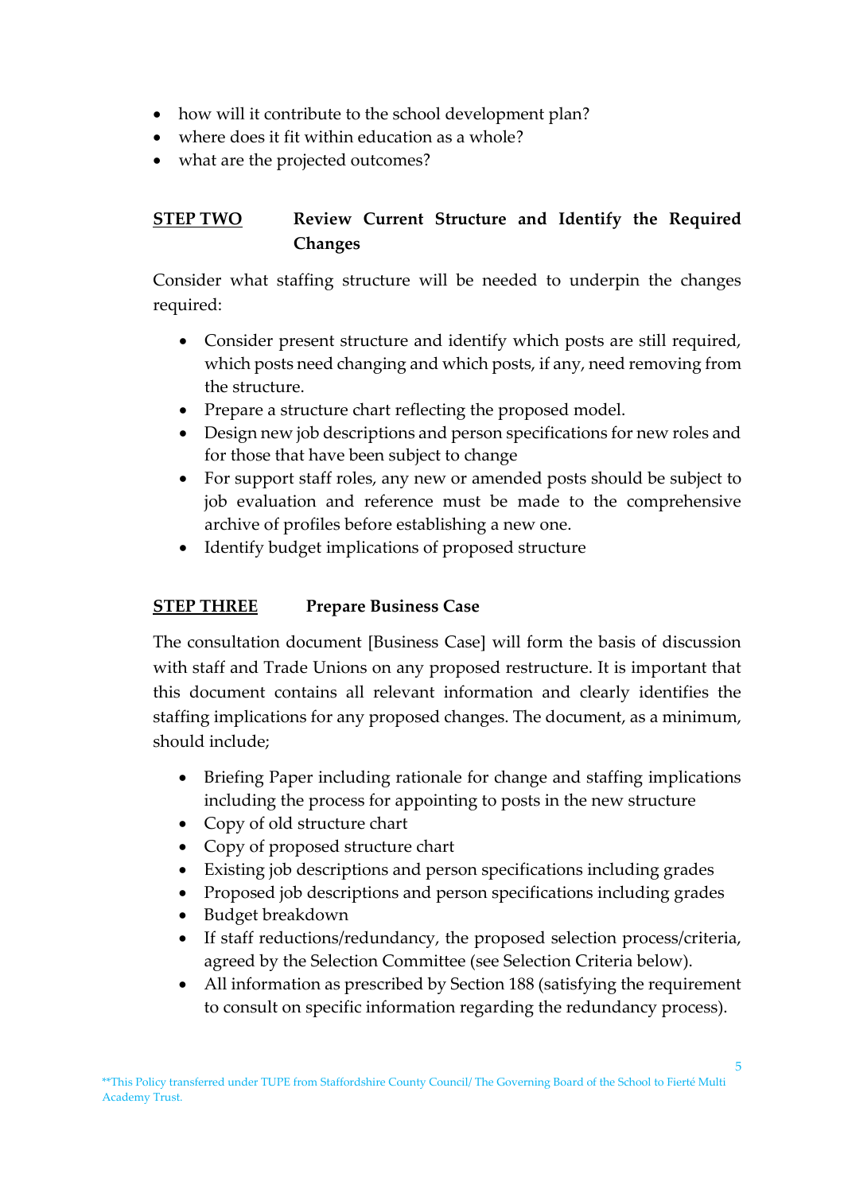- how will it contribute to the school development plan?
- where does it fit within education as a whole?
- what are the projected outcomes?

## STEP TWO Review Current Structure and Identify the Required Changes

Consider what staffing structure will be needed to underpin the changes required:

- Consider present structure and identify which posts are still required, which posts need changing and which posts, if any, need removing from the structure.
- Prepare a structure chart reflecting the proposed model.
- Design new job descriptions and person specifications for new roles and for those that have been subject to change
- For support staff roles, any new or amended posts should be subject to job evaluation and reference must be made to the comprehensive archive of profiles before establishing a new one.
- Identify budget implications of proposed structure

## STEP THREE Prepare Business Case

The consultation document [Business Case] will form the basis of discussion with staff and Trade Unions on any proposed restructure. It is important that this document contains all relevant information and clearly identifies the staffing implications for any proposed changes. The document, as a minimum, should include;

- Briefing Paper including rationale for change and staffing implications including the process for appointing to posts in the new structure
- Copy of old structure chart
- Copy of proposed structure chart
- Existing job descriptions and person specifications including grades
- Proposed job descriptions and person specifications including grades
- Budget breakdown
- If staff reductions/redundancy, the proposed selection process/criteria, agreed by the Selection Committee (see Selection Criteria below).
- All information as prescribed by Section 188 (satisfying the requirement to consult on specific information regarding the redundancy process).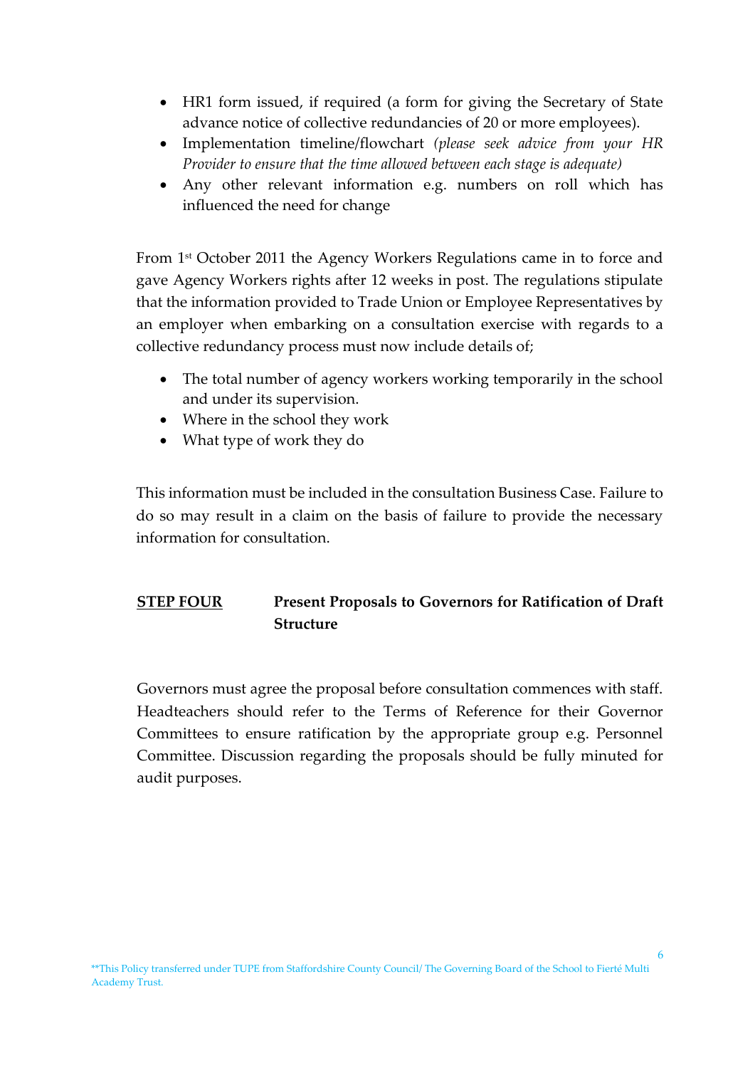- HR1 form issued, if required (a form for giving the Secretary of State advance notice of collective redundancies of 20 or more employees).
- Implementation timeline/flowchart *(please seek advice from your HR Provider to ensure that the time allowed between each stage is adequate)*
- Any other relevant information e.g. numbers on roll which has influenced the need for change

From 1st October 2011 the Agency Workers Regulations came in to force and gave Agency Workers rights after 12 weeks in post. The regulations stipulate that the information provided to Trade Union or Employee Representatives by an employer when embarking on a consultation exercise with regards to a collective redundancy process must now include details of;

- The total number of agency workers working temporarily in the school and under its supervision.
- Where in the school they work
- What type of work they do

This information must be included in the consultation Business Case. Failure to do so may result in a claim on the basis of failure to provide the necessary information for consultation.

## STEP FOUR Present Proposals to Governors for Ratification of Draft Structure

Governors must agree the proposal before consultation commences with staff. Headteachers should refer to the Terms of Reference for their Governor Committees to ensure ratification by the appropriate group e.g. Personnel Committee. Discussion regarding the proposals should be fully minuted for audit purposes.

**This Policy transferred under TUPE from Staffordshire County Council/ The Governing Board of the School to Fierté Multi Academy Trust.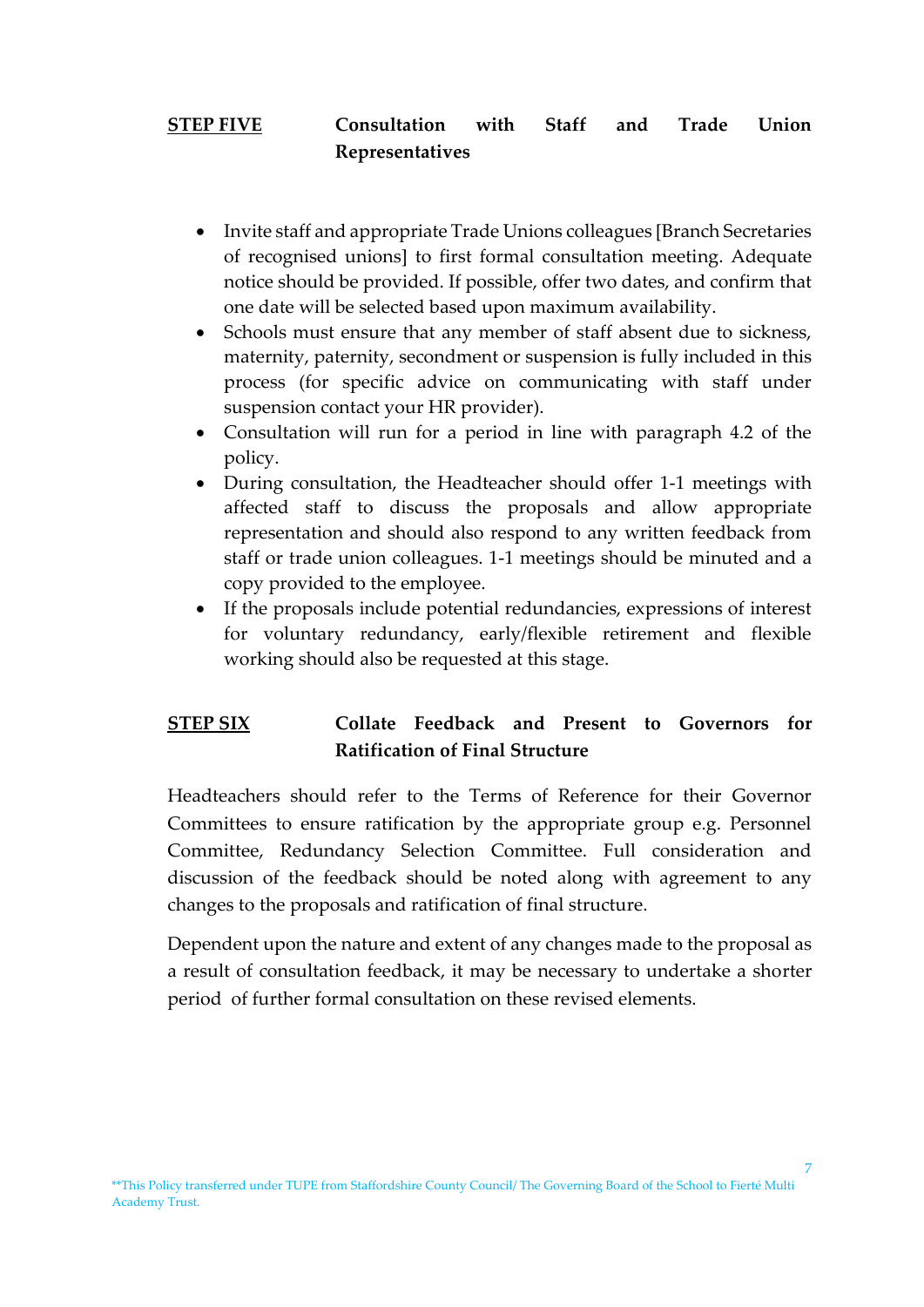**STEP FIVE** **Consultation with Staff and Trade Union Representatives**

- Invite staff and appropriate Trade Unions colleagues [Branch Secretaries of recognised unions] to first formal consultation meeting. Adequate notice should be provided. If possible, offer two dates, and confirm that one date will be selected based upon maximum availability.
- Schools must ensure that any member of staff absent due to sickness, maternity, paternity, secondment or suspension is fully included in this process (for specific advice on communicating with staff under suspension contact your HR provider).
- Consultation will run for a period in line with paragraph 4.2 of the policy.
- During consultation, the Headteacher should offer 1-1 meetings with affected staff to discuss the proposals and allow appropriate representation and should also respond to any written feedback from staff or trade union colleagues. 1-1 meetings should be minuted and a copy provided to the employee.
- If the proposals include potential redundancies, expressions of interest for voluntary redundancy, early/flexible retirement and flexible working should also be requested at this stage.

**STEP SIX** **Collate Feedback and Present to Governors for Ratification of Final Structure**

Headteachers should refer to the Terms of Reference for their Governor Committees to ensure ratification by the appropriate group e.g. Personnel Committee, Redundancy Selection Committee. Full consideration and discussion of the feedback should be noted along with agreement to any changes to the proposals and ratification of final structure.

Dependent upon the nature and extent of any changes made to the proposal as a result of consultation feedback, it may be necessary to undertake a shorter period of further formal consultation on these revised elements.

**This Policy transferred under TUPE from Staffordshire County Council/ The Governing Board of the School to Fierté Multi Academy Trust.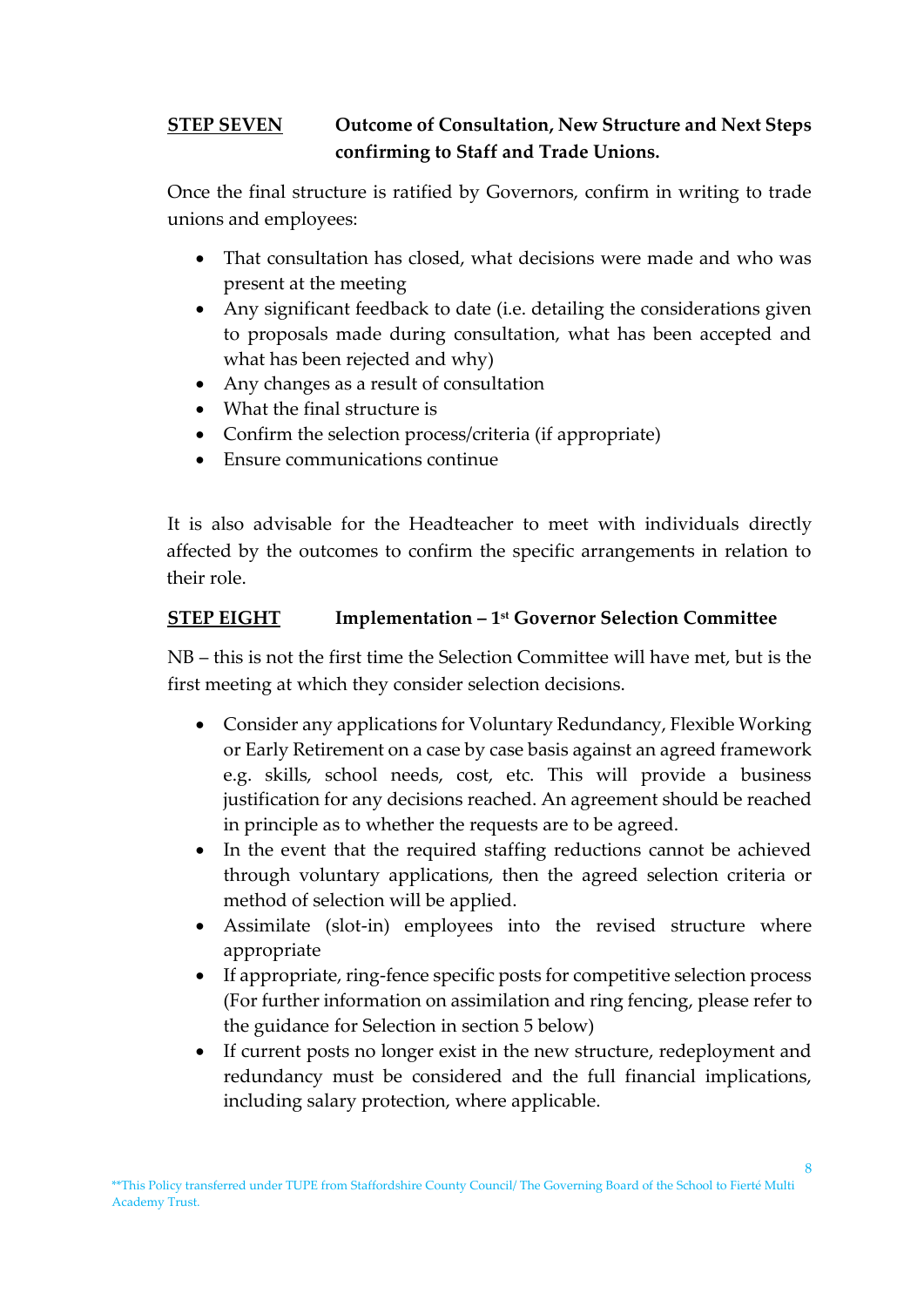**STEP SEVEN** **Outcome of Consultation, New Structure and Next Steps confirming to Staff and Trade Unions.**

Once the final structure is ratified by Governors, confirm in writing to trade unions and employees:

- That consultation has closed, what decisions were made and who was present at the meeting
- Any significant feedback to date (i.e. detailing the considerations given to proposals made during consultation, what has been accepted and what has been rejected and why)
- Any changes as a result of consultation
- What the final structure is
- Confirm the selection process/criteria (if appropriate)
- Ensure communications continue

It is also advisable for the Headteacher to meet with individuals directly affected by the outcomes to confirm the specific arrangements in relation to their role.

**STEP EIGHT** **Implementation – 1st Governor Selection Committee**

NB – this is not the first time the Selection Committee will have met, but is the first meeting at which they consider selection decisions.

- Consider any applications for Voluntary Redundancy, Flexible Working or Early Retirement on a case by case basis against an agreed framework e.g. skills, school needs, cost, etc. This will provide a business justification for any decisions reached. An agreement should be reached in principle as to whether the requests are to be agreed.
- In the event that the required staffing reductions cannot be achieved through voluntary applications, then the agreed selection criteria or method of selection will be applied.
- Assimilate (slot-in) employees into the revised structure where appropriate
- If appropriate, ring-fence specific posts for competitive selection process (For further information on assimilation and ring fencing, please refer to the guidance for Selection in section 5 below)
- If current posts no longer exist in the new structure, redeployment and redundancy must be considered and the full financial implications, including salary protection, where applicable.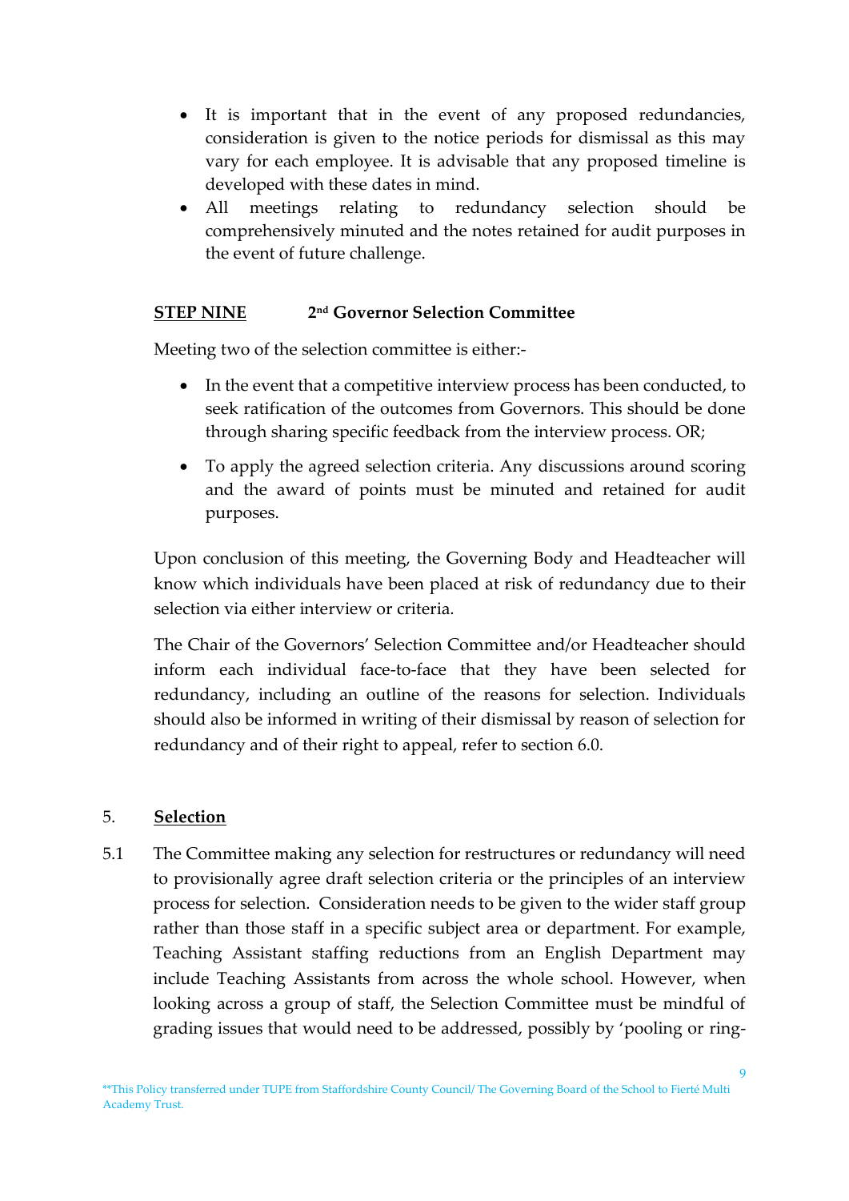- It is important that in the event of any proposed redundancies, consideration is given to the notice periods for dismissal as this may vary for each employee. It is advisable that any proposed timeline is developed with these dates in mind.
- All meetings relating to redundancy selection should be comprehensively minuted and the notes retained for audit purposes in the event of future challenge.

**STEP NINE** **2nd Governor Selection Committee**

Meeting two of the selection committee is either:-

- In the event that a competitive interview process has been conducted, to seek ratification of the outcomes from Governors. This should be done through sharing specific feedback from the interview process. OR;
- To apply the agreed selection criteria. Any discussions around scoring and the award of points must be minuted and retained for audit purposes.

Upon conclusion of this meeting, the Governing Body and Headteacher will know which individuals have been placed at risk of redundancy due to their selection via either interview or criteria.

The Chair of the Governors' Selection Committee and/or Headteacher should inform each individual face-to-face that they have been selected for redundancy, including an outline of the reasons for selection. Individuals should also be informed in writing of their dismissal by reason of selection for redundancy and of their right to appeal, refer to section 6.0.

## 5. Selection

5.1 The Committee making any selection for restructures or redundancy will need to provisionally agree draft selection criteria or the principles of an interview process for selection. Consideration needs to be given to the wider staff group rather than those staff in a specific subject area or department. For example, Teaching Assistant staffing reductions from an English Department may include Teaching Assistants from across the whole school. However, when looking across a group of staff, the Selection Committee must be mindful of grading issues that would need to be addressed, possibly by 'pooling or ring-

**This Policy transferred under TUPE from Staffordshire County Council/ The Governing Board of the School to Fierté Multi Academy Trust.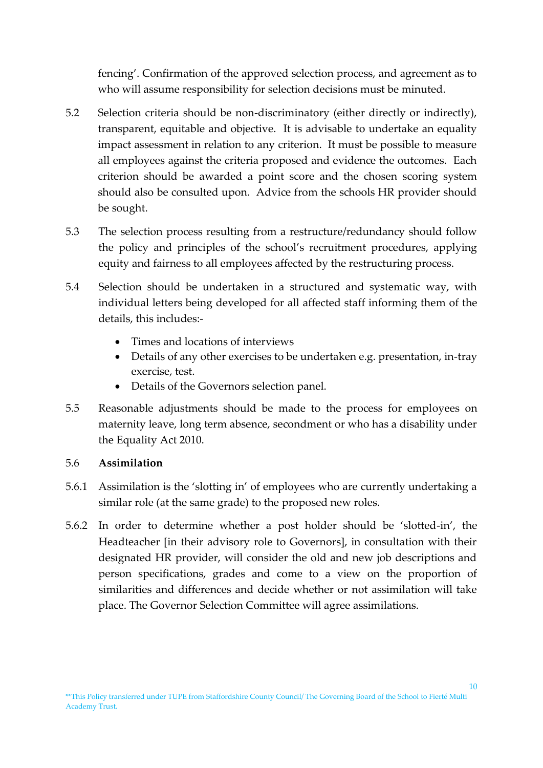fencing'. Confirmation of the approved selection process, and agreement as to who will assume responsibility for selection decisions must be minuted.

5.2 Selection criteria should be non-discriminatory (either directly or indirectly), transparent, equitable and objective. It is advisable to undertake an equality impact assessment in relation to any criterion. It must be possible to measure all employees against the criteria proposed and evidence the outcomes. Each criterion should be awarded a point score and the chosen scoring system should also be consulted upon. Advice from the schools HR provider should be sought.

5.3 The selection process resulting from a restructure/redundancy should follow the policy and principles of the school's recruitment procedures, applying equity and fairness to all employees affected by the restructuring process.

5.4 Selection should be undertaken in a structured and systematic way, with individual letters being developed for all affected staff informing them of the details, this includes:-

- Times and locations of interviews
- Details of any other exercises to be undertaken e.g. presentation, in-tray exercise, test.
- Details of the Governors selection panel.

5.5 Reasonable adjustments should be made to the process for employees on maternity leave, long term absence, secondment or who has a disability under the Equality Act 2010.

5.6 **Assimilation**

5.6.1 Assimilation is the 'slotting in' of employees who are currently undertaking a similar role (at the same grade) to the proposed new roles.

5.6.2 In order to determine whether a post holder should be 'slotted-in', the Headteacher [in their advisory role to Governors], in consultation with their designated HR provider, will consider the old and new job descriptions and person specifications, grades and come to a view on the proportion of similarities and differences and decide whether or not assimilation will take place. The Governor Selection Committee will agree assimilations.

**This Policy transferred under TUPE from Staffordshire County Council/ The Governing Board of the School to Fierté Multi Academy Trust.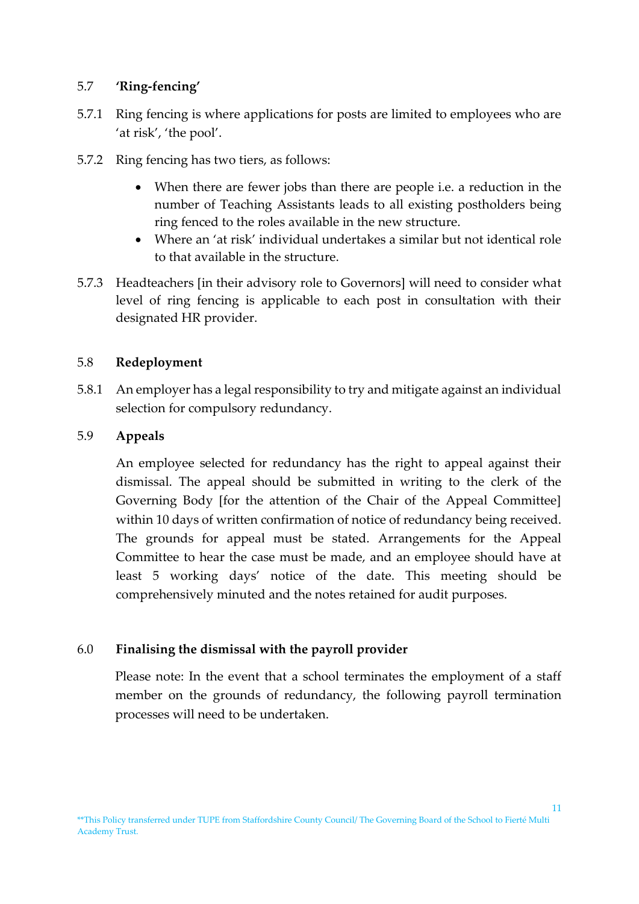### 5.7 'Ring-fencing'

5.7.1 Ring fencing is where applications for posts are limited to employees who are 'at risk', 'the pool'.

5.7.2 Ring fencing has two tiers, as follows:

- When there are fewer jobs than there are people i.e. a reduction in the number of Teaching Assistants leads to all existing postholders being ring fenced to the roles available in the new structure.
- Where an 'at risk' individual undertakes a similar but not identical role to that available in the structure.

5.7.3 Headteachers [in their advisory role to Governors] will need to consider what level of ring fencing is applicable to each post in consultation with their designated HR provider.

### 5.8 Redeployment

5.8.1 An employer has a legal responsibility to try and mitigate against an individual selection for compulsory redundancy.

### 5.9 Appeals

An employee selected for redundancy has the right to appeal against their dismissal. The appeal should be submitted in writing to the clerk of the Governing Body [for the attention of the Chair of the Appeal Committee] within 10 days of written confirmation of notice of redundancy being received. The grounds for appeal must be stated. Arrangements for the Appeal Committee to hear the case must be made, and an employee should have at least 5 working days' notice of the date. This meeting should be comprehensively minuted and the notes retained for audit purposes.

## 6.0 Finalising the dismissal with the payroll provider

Please note: In the event that a school terminates the employment of a staff member on the grounds of redundancy, the following payroll termination processes will need to be undertaken.

**This Policy transferred under TUPE from Staffordshire County Council/ The Governing Board of the School to Fierté Multi Academy Trust.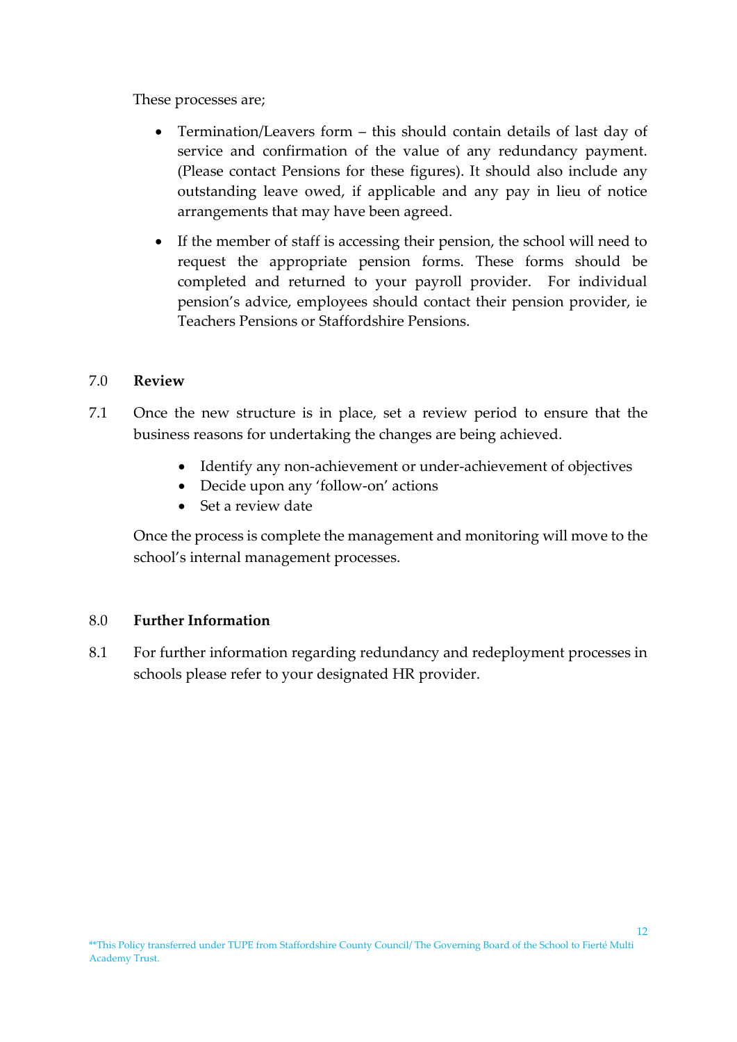These processes are;

- Termination/Leavers form – this should contain details of last day of service and confirmation of the value of any redundancy payment. (Please contact Pensions for these figures). It should also include any outstanding leave owed, if applicable and any pay in lieu of notice arrangements that may have been agreed.
- If the member of staff is accessing their pension, the school will need to request the appropriate pension forms. These forms should be completed and returned to your payroll provider. For individual pension's advice, employees should contact their pension provider, ie Teachers Pensions or Staffordshire Pensions.

## 7.0 Review

7.1 Once the new structure is in place, set a review period to ensure that the business reasons for undertaking the changes are being achieved.

- Identify any non-achievement or under-achievement of objectives
- Decide upon any 'follow-on' actions
- Set a review date

Once the process is complete the management and monitoring will move to the school's internal management processes.

## 8.0 Further Information

8.1 For further information regarding redundancy and redeployment processes in schools please refer to your designated HR provider.

**This Policy transferred under TUPE from Staffordshire County Council/ The Governing Board of the School to Fierté Multi Academy Trust.